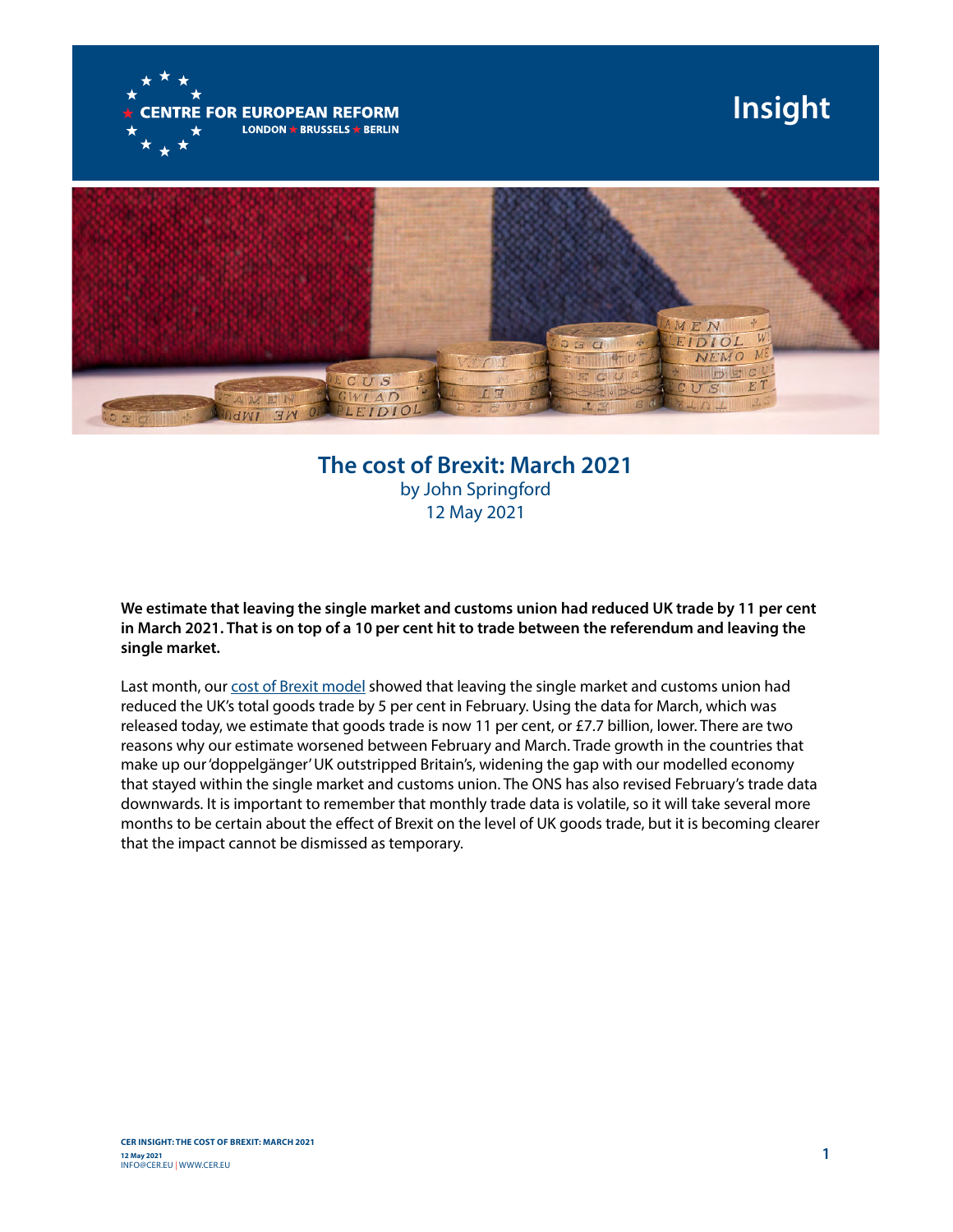# The cost of Brexit: March 2021

by John Springford

12 May 2021

**We estimate that leaving the single market and customs union had reduced UK trade by 11 per cent in March 2021. That is on top of a 10 per cent hit to trade between the referendum and leaving the single market.**

Last month, our cost of Brexit model showed that leaving the single market and customs union had reduced the UK's total goods trade by 5 per cent in February. Using the data for March, which was released today, we estimate that goods trade is now 11 per cent, or £7.7 billion, lower. There are two reasons why our estimate worsened between February and March. Trade growth in the countries that make up our 'doppelgänger' UK outstripped Britain's, widening the gap with our modelled economy that stayed within the single market and customs union. The ONS has also revised February's trade data downwards. It is important to remember that monthly trade data is volatile, so it will take several more months to be certain about the effect of Brexit on the level of UK goods trade, but it is becoming clearer that the impact cannot be dismissed as temporary.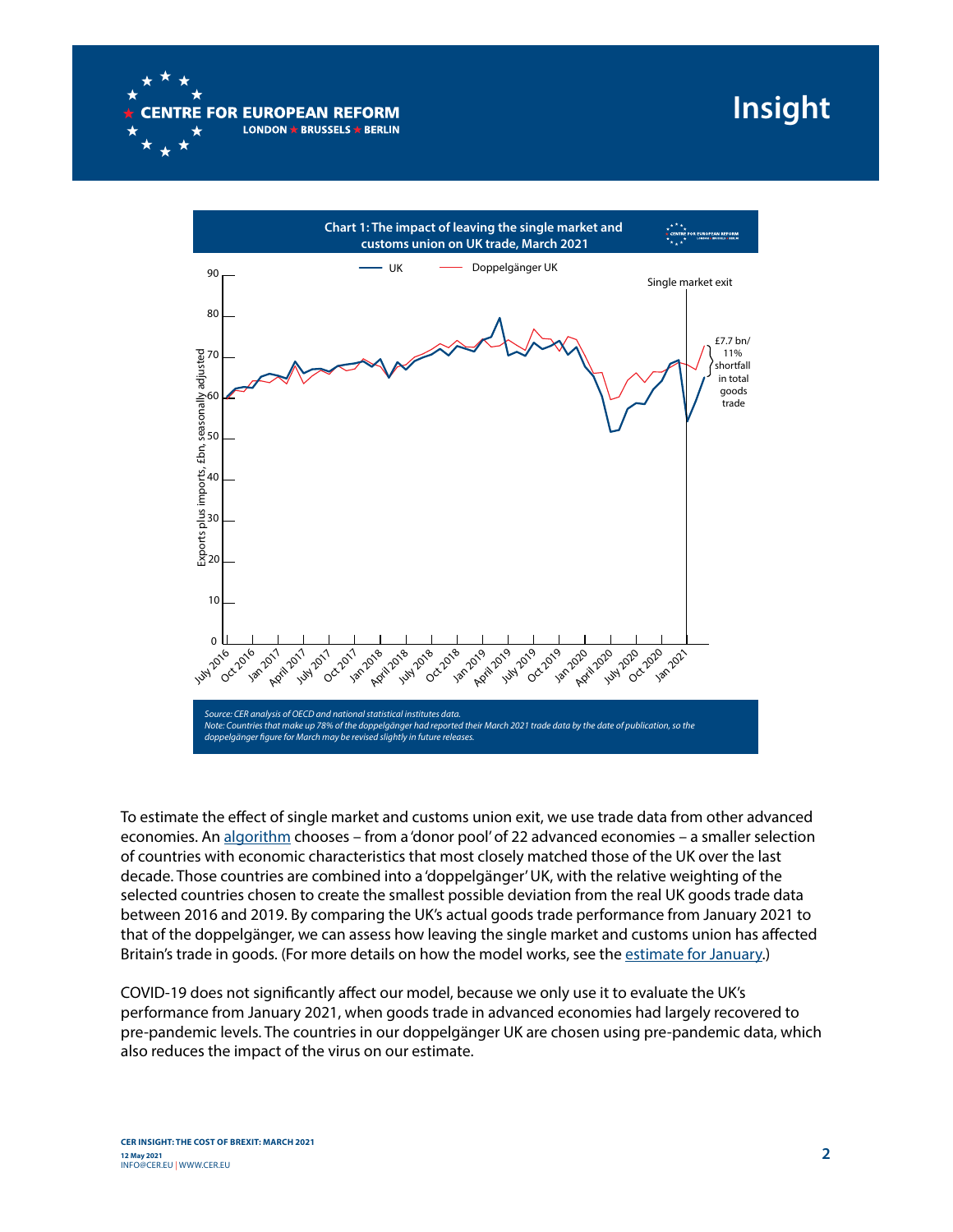**Chart 1: The impact of leaving the single market and customs union on UK trade, March 2021**

Source: CER analysis of OECD and national statistical institutes data.
Note: Countries that make up 78% of the doppelgänger had reported their March 2021 trade data by the date of publication, so the doppelgänger figure for March may be revised slightly in future releases.

To estimate the effect of single market and customs union exit, we use trade data from other advanced economies. An algorithm chooses – from a 'donor pool' of 22 advanced economies – a smaller selection of countries with economic characteristics that most closely matched those of the UK over the last decade. Those countries are combined into a 'doppelgänger' UK, with the relative weighting of the selected countries chosen to create the smallest possible deviation from the real UK goods trade data between 2016 and 2019. By comparing the UK's actual goods trade performance from January 2021 to that of the doppelgänger, we can assess how leaving the single market and customs union has affected Britain's trade in goods. (For more details on how the model works, see the estimate for January.)

COVID-19 does not significantly affect our model, because we only use it to evaluate the UK's performance from January 2021, when goods trade in advanced economies had largely recovered to pre-pandemic levels. The countries in our doppelgänger UK are chosen using pre-pandemic data, which also reduces the impact of the virus on our estimate.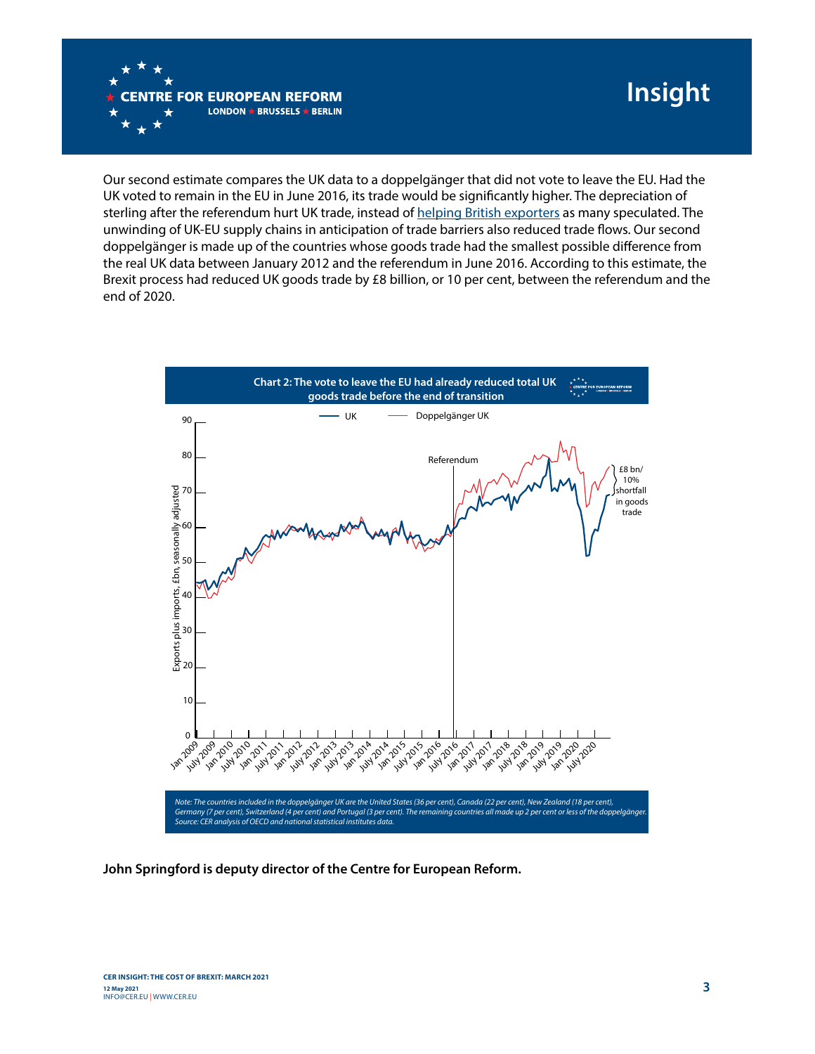Our second estimate compares the UK data to a doppelgänger that did not vote to leave the EU. Had the UK voted to remain in the EU in June 2016, its trade would be significantly higher. The depreciation of sterling after the referendum hurt UK trade, instead of helping British exporters as many speculated. The unwinding of UK-EU supply chains in anticipation of trade barriers also reduced trade flows. Our second doppelgänger is made up of the countries whose goods trade had the smallest possible difference from the real UK data between January 2012 and the referendum in June 2016. According to this estimate, the Brexit process had reduced UK goods trade by £8 billion, or 10 per cent, between the referendum and the end of 2020.

**Chart 2: The vote to leave the EU had already reduced total UK goods trade before the end of transition**

UK — Doppelgänger UK

Exports plus imports, £bn, seasonally adjusted

0, 10, 20, 30, 40, 50, 60, 70, 80, 90

Jan 2009, July 2009, Jan 2010, July 2010, Jan 2011, July 2011, Jan 2012, July 2012, Jan 2013, July 2013, Jan 2014, July 2014, Jan 2015, July 2015, Jan 2016, July 2016, Jan 2017, July 2017, Jan 2018, July 2018, Jan 2019, July 2019, Jan 2020, July 2020

Referendum

£8 bn/ 10% shortfall in goods trade

*Note: The countries included in the doppelgänger UK are the United States (36 per cent), Canada (22 per cent), New Zealand (18 per cent), Germany (7 per cent), Switzerland (4 per cent) and Portugal (3 per cent). The remaining countries all made up 2 per cent or less of the doppelgänger.*
*Source: CER analysis of OECD and national statistical institutes data.*

**John Springford is deputy director of the Centre for European Reform.**